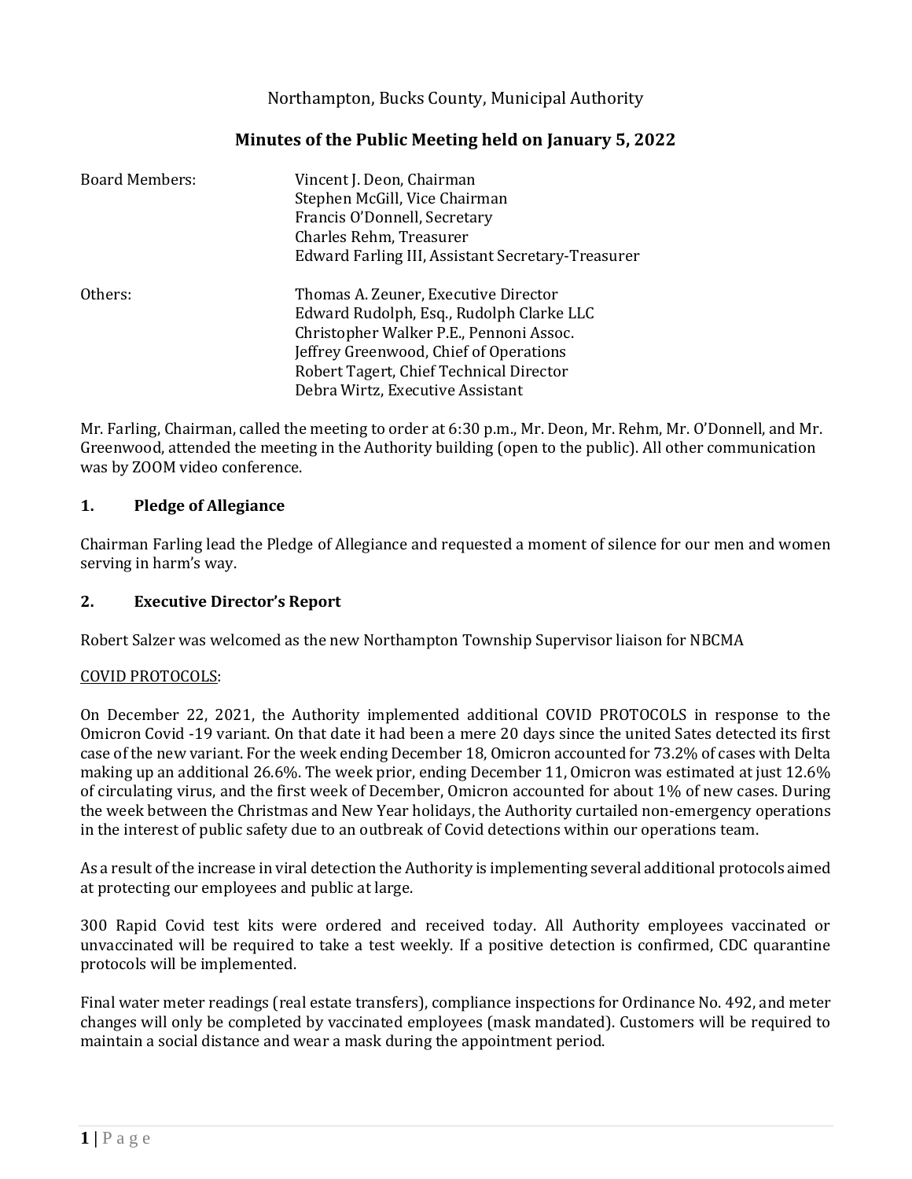Northampton, Bucks County, Municipal Authority

## Minutes of the Public Meeting held on January 5, 2022

| | |
|---|---|
| Board Members: | Vincent J. Deon, Chairman<br>Stephen McGill, Vice Chairman<br>Francis O'Donnell, Secretary<br>Charles Rehm, Treasurer<br>Edward Farling III, Assistant Secretary-Treasurer |
| Others: | Thomas A. Zeuner, Executive Director<br>Edward Rudolph, Esq., Rudolph Clarke LLC<br>Christopher Walker P.E., Pennoni Assoc.<br>Jeffrey Greenwood, Chief of Operations<br>Robert Tagert, Chief Technical Director<br>Debra Wirtz, Executive Assistant |

Mr. Farling, Chairman, called the meeting to order at 6:30 p.m., Mr. Deon, Mr. Rehm, Mr. O'Donnell, and Mr. Greenwood, attended the meeting in the Authority building (open to the public). All other communication was by ZOOM video conference.

### 1. Pledge of Allegiance

Chairman Farling lead the Pledge of Allegiance and requested a moment of silence for our men and women serving in harm's way.

### 2. Executive Director's Report

Robert Salzer was welcomed as the new Northampton Township Supervisor liaison for NBCMA

COVID PROTOCOLS:

On December 22, 2021, the Authority implemented additional COVID PROTOCOLS in response to the Omicron Covid -19 variant. On that date it had been a mere 20 days since the united Sates detected its first case of the new variant. For the week ending December 18, Omicron accounted for 73.2% of cases with Delta making up an additional 26.6%. The week prior, ending December 11, Omicron was estimated at just 12.6% of circulating virus, and the first week of December, Omicron accounted for about 1% of new cases. During the week between the Christmas and New Year holidays, the Authority curtailed non-emergency operations in the interest of public safety due to an outbreak of Covid detections within our operations team.

As a result of the increase in viral detection the Authority is implementing several additional protocols aimed at protecting our employees and public at large.

300 Rapid Covid test kits were ordered and received today. All Authority employees vaccinated or unvaccinated will be required to take a test weekly. If a positive detection is confirmed, CDC quarantine protocols will be implemented.

Final water meter readings (real estate transfers), compliance inspections for Ordinance No. 492, and meter changes will only be completed by vaccinated employees (mask mandated). Customers will be required to maintain a social distance and wear a mask during the appointment period.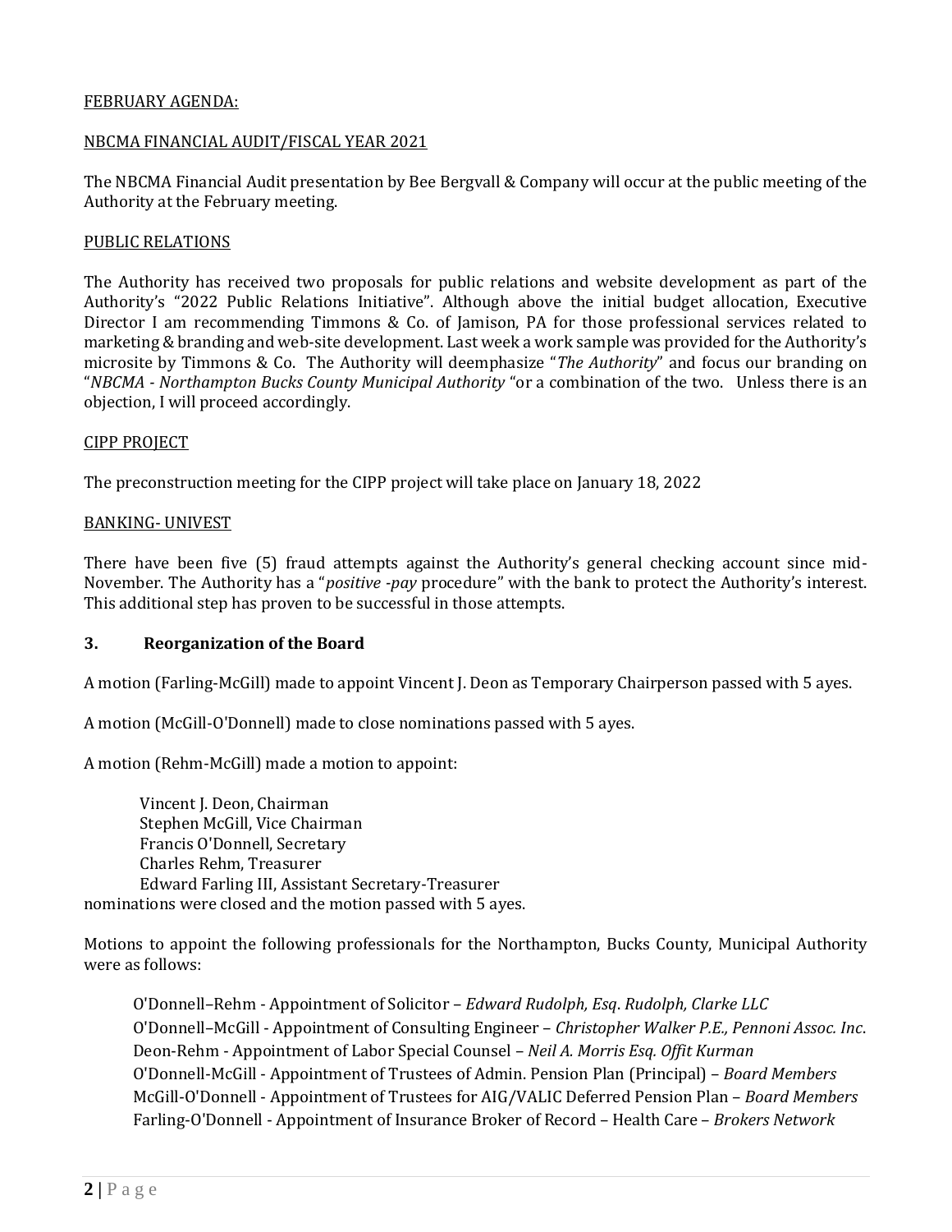FEBRUARY AGENDA:

NBCMA FINANCIAL AUDIT/FISCAL YEAR 2021

The NBCMA Financial Audit presentation by Bee Bergvall & Company will occur at the public meeting of the Authority at the February meeting.

PUBLIC RELATIONS

The Authority has received two proposals for public relations and website development as part of the Authority's "2022 Public Relations Initiative". Although above the initial budget allocation, Executive Director I am recommending Timmons & Co. of Jamison, PA for those professional services related to marketing & branding and web-site development. Last week a work sample was provided for the Authority's microsite by Timmons & Co. The Authority will deemphasize "*The Authority*" and focus our branding on "*NBCMA - Northampton Bucks County Municipal Authority* "or a combination of the two. Unless there is an objection, I will proceed accordingly.

CIPP PROJECT

The preconstruction meeting for the CIPP project will take place on January 18, 2022

BANKING- UNIVEST

There have been five (5) fraud attempts against the Authority's general checking account since mid-November. The Authority has a "*positive -pay* procedure" with the bank to protect the Authority's interest. This additional step has proven to be successful in those attempts.

**3. Reorganization of the Board**

A motion (Farling-McGill) made to appoint Vincent J. Deon as Temporary Chairperson passed with 5 ayes.

A motion (McGill-O'Donnell) made to close nominations passed with 5 ayes.

A motion (Rehm-McGill) made a motion to appoint:

Vincent J. Deon, Chairman
Stephen McGill, Vice Chairman
Francis O'Donnell, Secretary
Charles Rehm, Treasurer
Edward Farling III, Assistant Secretary-Treasurer
nominations were closed and the motion passed with 5 ayes.

Motions to appoint the following professionals for the Northampton, Bucks County, Municipal Authority were as follows:

O'Donnell–Rehm - Appointment of Solicitor – *Edward Rudolph, Esq. Rudolph, Clarke LLC*
O'Donnell–McGill - Appointment of Consulting Engineer – *Christopher Walker P.E., Pennoni Assoc. Inc*.
Deon-Rehm - Appointment of Labor Special Counsel – *Neil A. Morris Esq. Offit Kurman*
O'Donnell-McGill - Appointment of Trustees of Admin. Pension Plan (Principal) – *Board Members*
McGill-O'Donnell - Appointment of Trustees for AIG/VALIC Deferred Pension Plan – *Board Members*
Farling-O'Donnell - Appointment of Insurance Broker of Record – Health Care – *Brokers Network*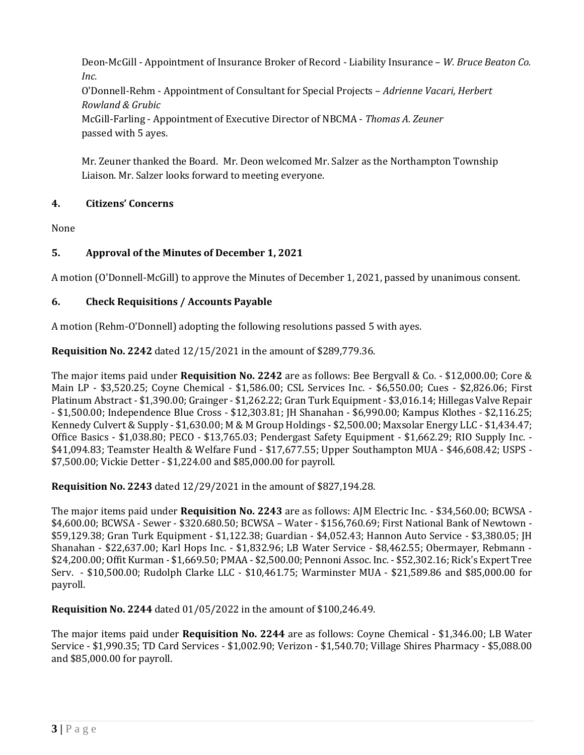Deon-McGill - Appointment of Insurance Broker of Record - Liability Insurance – *W. Bruce Beaton Co. Inc.*
O'Donnell-Rehm - Appointment of Consultant for Special Projects – *Adrienne Vacari, Herbert Rowland & Grubic*
McGill-Farling - Appointment of Executive Director of NBCMA - *Thomas A. Zeuner*
passed with 5 ayes.

Mr. Zeuner thanked the Board. Mr. Deon welcomed Mr. Salzer as the Northampton Township Liaison. Mr. Salzer looks forward to meeting everyone.

## 4. Citizens' Concerns

None

## 5. Approval of the Minutes of December 1, 2021

A motion (O'Donnell-McGill) to approve the Minutes of December 1, 2021, passed by unanimous consent.

## 6. Check Requisitions / Accounts Payable

A motion (Rehm-O'Donnell) adopting the following resolutions passed 5 with ayes.

**Requisition No. 2242** dated 12/15/2021 in the amount of $289,779.36.

The major items paid under **Requisition No. 2242** are as follows: Bee Bergvall & Co. - $12,000.00; Core & Main LP - $3,520.25; Coyne Chemical - $1,586.00; CSL Services Inc. - $6,550.00; Cues - $2,826.06; First Platinum Abstract - $1,390.00; Grainger - $1,262.22; Gran Turk Equipment - $3,016.14; Hillegas Valve Repair - $1,500.00; Independence Blue Cross - $12,303.81; JH Shanahan - $6,990.00; Kampus Klothes - $2,116.25; Kennedy Culvert & Supply - $1,630.00; M & M Group Holdings - $2,500.00; Maxsolar Energy LLC - $1,434.47; Office Basics - $1,038.80; PECO - $13,765.03; Pendergast Safety Equipment - $1,662.29; RIO Supply Inc. - $41,094.83; Teamster Health & Welfare Fund - $17,677.55; Upper Southampton MUA - $46,608.42; USPS - $7,500.00; Vickie Detter - $1,224.00 and $85,000.00 for payroll.

**Requisition No. 2243** dated 12/29/2021 in the amount of $827,194.28.

The major items paid under **Requisition No. 2243** are as follows: AJM Electric Inc. - $34,560.00; BCWSA - $4,600.00; BCWSA - Sewer - $320.680.50; BCWSA – Water - $156,760.69; First National Bank of Newtown - $59,129.38; Gran Turk Equipment - $1,122.38; Guardian - $4,052.43; Hannon Auto Service - $3,380.05; JH Shanahan - $22,637.00; Karl Hops Inc. - $1,832.96; LB Water Service - $8,462.55; Obermayer, Rebmann - $24,200.00; Offit Kurman - $1,669.50; PMAA - $2,500.00; Pennoni Assoc. Inc. - $52,302.16; Rick's Expert Tree Serv. - $10,500.00; Rudolph Clarke LLC - $10,461.75; Warminster MUA - $21,589.86 and $85,000.00 for payroll.

**Requisition No. 2244** dated 01/05/2022 in the amount of $100,246.49.

The major items paid under **Requisition No. 2244** are as follows: Coyne Chemical - $1,346.00; LB Water Service - $1,990.35; TD Card Services - $1,002.90; Verizon - $1,540.70; Village Shires Pharmacy - $5,088.00 and $85,000.00 for payroll.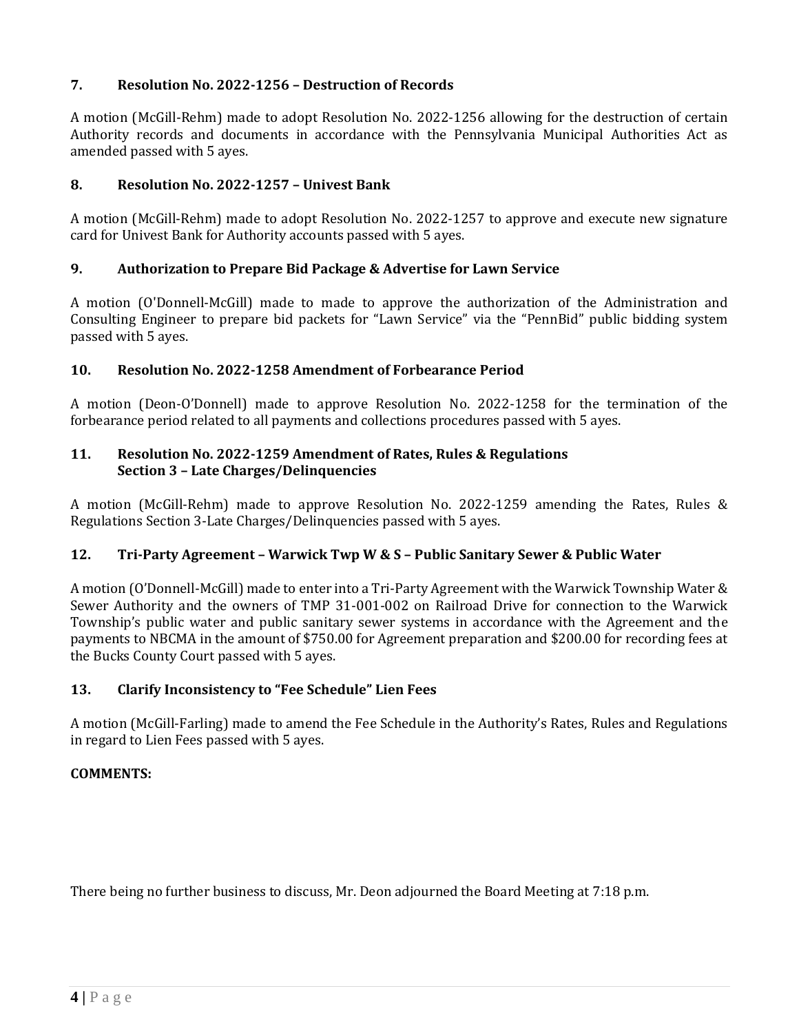**7. Resolution No. 2022-1256 – Destruction of Records**

A motion (McGill-Rehm) made to adopt Resolution No. 2022-1256 allowing for the destruction of certain Authority records and documents in accordance with the Pennsylvania Municipal Authorities Act as amended passed with 5 ayes.

**8. Resolution No. 2022-1257 – Univest Bank**

A motion (McGill-Rehm) made to adopt Resolution No. 2022-1257 to approve and execute new signature card for Univest Bank for Authority accounts passed with 5 ayes.

**9. Authorization to Prepare Bid Package & Advertise for Lawn Service**

A motion (O'Donnell-McGill) made to made to approve the authorization of the Administration and Consulting Engineer to prepare bid packets for "Lawn Service" via the "PennBid" public bidding system passed with 5 ayes.

**10. Resolution No. 2022-1258 Amendment of Forbearance Period**

A motion (Deon-O'Donnell) made to approve Resolution No. 2022-1258 for the termination of the forbearance period related to all payments and collections procedures passed with 5 ayes.

**11. Resolution No. 2022-1259 Amendment of Rates, Rules & Regulations Section 3 – Late Charges/Delinquencies**

A motion (McGill-Rehm) made to approve Resolution No. 2022-1259 amending the Rates, Rules & Regulations Section 3-Late Charges/Delinquencies passed with 5 ayes.

**12. Tri-Party Agreement – Warwick Twp W & S – Public Sanitary Sewer & Public Water**

A motion (O'Donnell-McGill) made to enter into a Tri-Party Agreement with the Warwick Township Water & Sewer Authority and the owners of TMP 31-001-002 on Railroad Drive for connection to the Warwick Township's public water and public sanitary sewer systems in accordance with the Agreement and the payments to NBCMA in the amount of $750.00 for Agreement preparation and $200.00 for recording fees at the Bucks County Court passed with 5 ayes.

**13. Clarify Inconsistency to "Fee Schedule" Lien Fees**

A motion (McGill-Farling) made to amend the Fee Schedule in the Authority's Rates, Rules and Regulations in regard to Lien Fees passed with 5 ayes.

**COMMENTS:**

There being no further business to discuss, Mr. Deon adjourned the Board Meeting at 7:18 p.m.